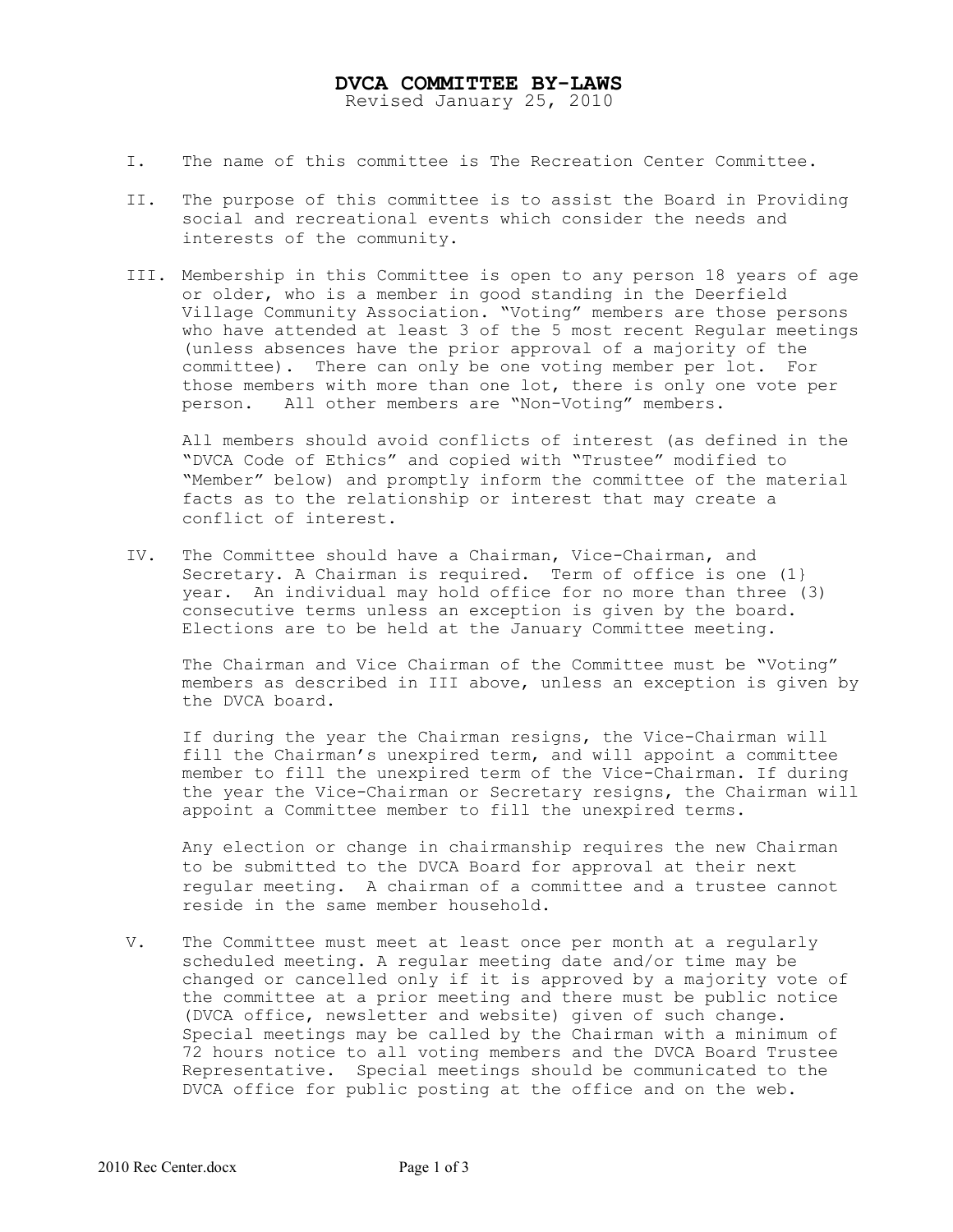# DVCA COMMITTEE BY-LAWS

Revised January 25, 2010

I. The name of this committee is The Recreation Center Committee.

II. The purpose of this committee is to assist the Board in Providing social and recreational events which consider the needs and interests of the community.

III. Membership in this Committee is open to any person 18 years of age or older, who is a member in good standing in the Deerfield Village Community Association. "Voting" members are those persons who have attended at least 3 of the 5 most recent Regular meetings (unless absences have the prior approval of a majority of the committee). There can only be one voting member per lot. For those members with more than one lot, there is only one vote per person. All other members are "Non-Voting" members.

All members should avoid conflicts of interest (as defined in the "DVCA Code of Ethics" and copied with "Trustee" modified to "Member" below) and promptly inform the committee of the material facts as to the relationship or interest that may create a conflict of interest.

IV. The Committee should have a Chairman, Vice-Chairman, and Secretary. A Chairman is required. Term of office is one (1} year. An individual may hold office for no more than three (3) consecutive terms unless an exception is given by the board. Elections are to be held at the January Committee meeting.

The Chairman and Vice Chairman of the Committee must be "Voting" members as described in III above, unless an exception is given by the DVCA board.

If during the year the Chairman resigns, the Vice-Chairman will fill the Chairman's unexpired term, and will appoint a committee member to fill the unexpired term of the Vice-Chairman. If during the year the Vice-Chairman or Secretary resigns, the Chairman will appoint a Committee member to fill the unexpired terms.

Any election or change in chairmanship requires the new Chairman to be submitted to the DVCA Board for approval at their next regular meeting. A chairman of a committee and a trustee cannot reside in the same member household.

V. The Committee must meet at least once per month at a regularly scheduled meeting. A regular meeting date and/or time may be changed or cancelled only if it is approved by a majority vote of the committee at a prior meeting and there must be public notice (DVCA office, newsletter and website) given of such change. Special meetings may be called by the Chairman with a minimum of 72 hours notice to all voting members and the DVCA Board Trustee Representative. Special meetings should be communicated to the DVCA office for public posting at the office and on the web.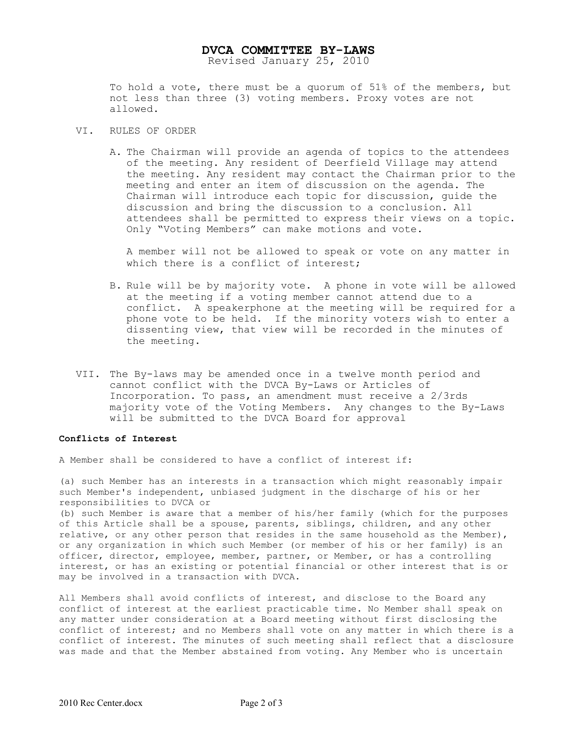# DVCA COMMITTEE BY-LAWS

Revised January 25, 2010

To hold a vote, there must be a quorum of 51% of the members, but not less than three (3) voting members. Proxy votes are not allowed.

VI. RULES OF ORDER

A. The Chairman will provide an agenda of topics to the attendees of the meeting. Any resident of Deerfield Village may attend the meeting. Any resident may contact the Chairman prior to the meeting and enter an item of discussion on the agenda. The Chairman will introduce each topic for discussion, guide the discussion and bring the discussion to a conclusion. All attendees shall be permitted to express their views on a topic. Only "Voting Members" can make motions and vote.

   A member will not be allowed to speak or vote on any matter in which there is a conflict of interest;

B. Rule will be by majority vote. A phone in vote will be allowed at the meeting if a voting member cannot attend due to a conflict. A speakerphone at the meeting will be required for a phone vote to be held. If the minority voters wish to enter a dissenting view, that view will be recorded in the minutes of the meeting.

VII. The By-laws may be amended once in a twelve month period and cannot conflict with the DVCA By-Laws or Articles of Incorporation. To pass, an amendment must receive a 2/3rds majority vote of the Voting Members. Any changes to the By-Laws will be submitted to the DVCA Board for approval

**Conflicts of Interest**

A Member shall be considered to have a conflict of interest if:

(a) such Member has an interests in a transaction which might reasonably impair such Member's independent, unbiased judgment in the discharge of his or her responsibilities to DVCA or

(b) such Member is aware that a member of his/her family (which for the purposes of this Article shall be a spouse, parents, siblings, children, and any other relative, or any other person that resides in the same household as the Member), or any organization in which such Member (or member of his or her family) is an officer, director, employee, member, partner, or Member, or has a controlling interest, or has an existing or potential financial or other interest that is or may be involved in a transaction with DVCA.

All Members shall avoid conflicts of interest, and disclose to the Board any conflict of interest at the earliest practicable time. No Member shall speak on any matter under consideration at a Board meeting without first disclosing the conflict of interest; and no Members shall vote on any matter in which there is a conflict of interest. The minutes of such meeting shall reflect that a disclosure was made and that the Member abstained from voting. Any Member who is uncertain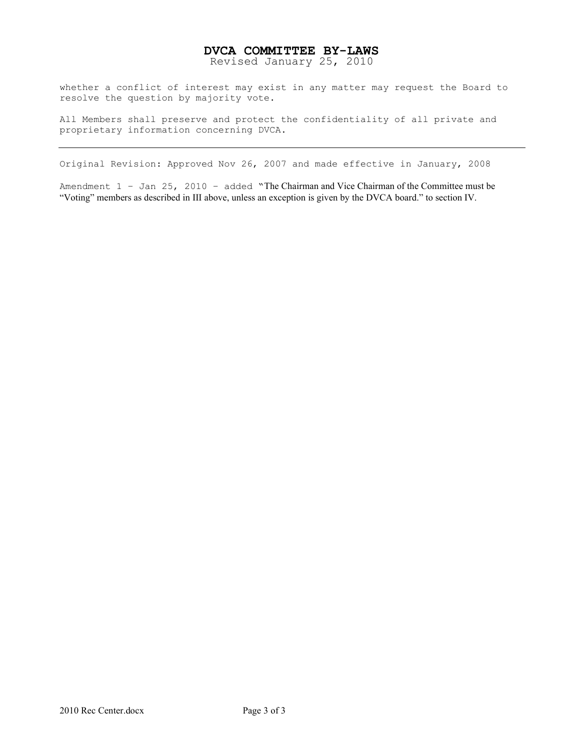whether a conflict of interest may exist in any matter may request the Board to resolve the question by majority vote.

All Members shall preserve and protect the confidentiality of all private and proprietary information concerning DVCA.

---

Original Revision: Approved Nov 26, 2007 and made effective in January, 2008

Amendment 1 – Jan 25, 2010 – added "The Chairman and Vice Chairman of the Committee must be "Voting" members as described in III above, unless an exception is given by the DVCA board." to section IV.